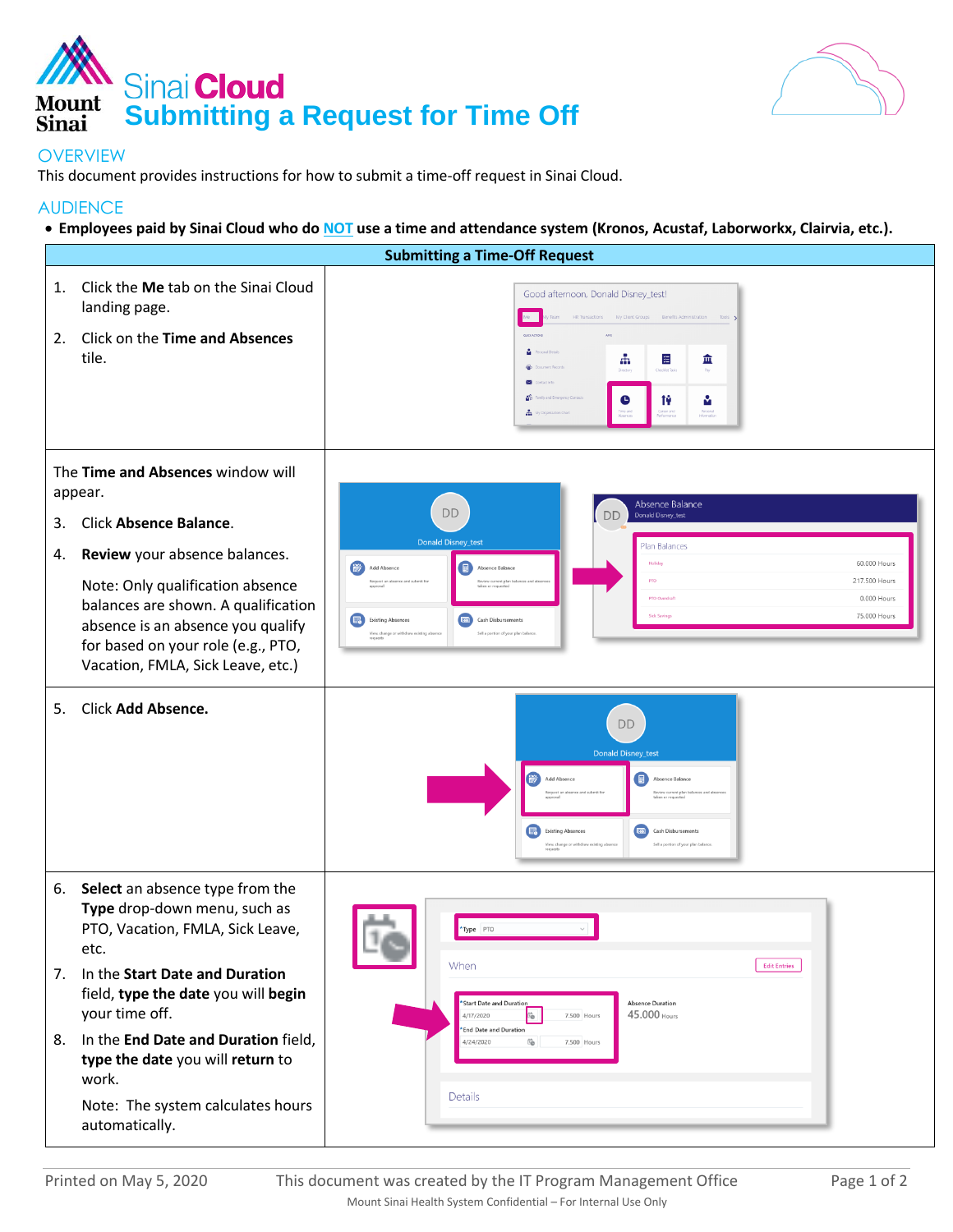# Sinai Cloud
# Submitting a Request for Time Off

## OVERVIEW

This document provides instructions for how to submit a time-off request in Sinai Cloud.

## AUDIENCE

- **Employees paid by Sinai Cloud who do NOT use a time and attendance system (Kronos, Acustaf, Laborworkx, Clairvia, etc.).**

| Submitting a Time-Off Request |
|---|
| 1. Click the **Me** tab on the Sinai Cloud landing page.<br>2. Click on the **Time and Absences** tile. |
| The **Time and Absences** window will appear.<br>3. Click **Absence Balance**.<br>4. **Review** your absence balances.<br>Note: Only qualification absence balances are shown. A qualification absence is an absence you qualify for based on your role (e.g., PTO, Vacation, FMLA, Sick Leave, etc.) |
| 5. Click **Add Absence.** |
| 6. **Select** an absence type from the **Type** drop-down menu, such as PTO, Vacation, FMLA, Sick Leave, etc.<br>7. In the **Start Date and Duration** field, **type the date** you will **begin** your time off.<br>8. In the **End Date and Duration** field, **type the date** you will **return** to work.<br>Note: The system calculates hours automatically. |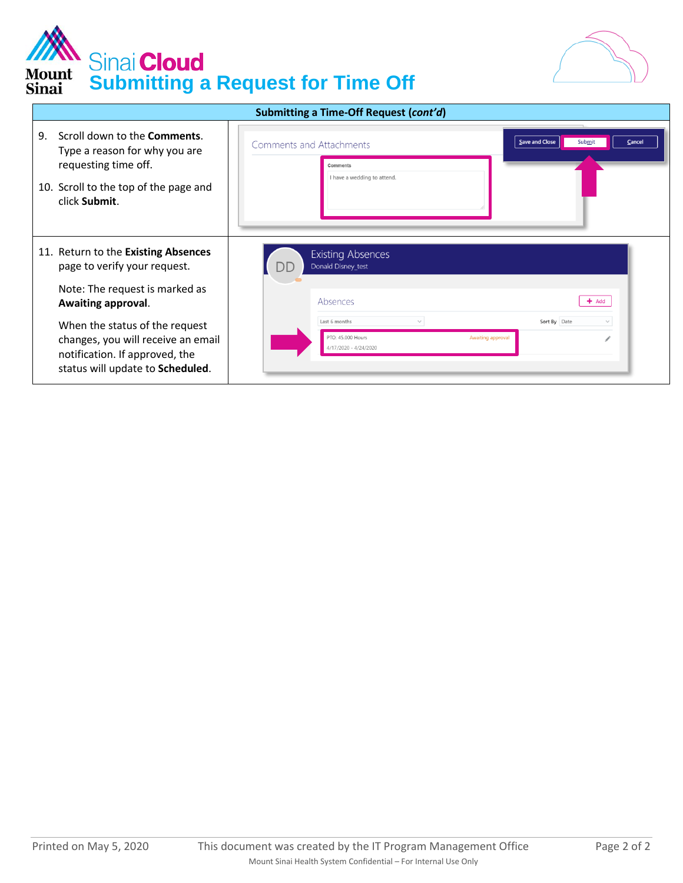# Sinai Cloud
## Submitting a Request for Time Off

| Submitting a Time-Off Request (*cont'd*) | |
|---|---|
| 9. Scroll down to the **Comments**. Type a reason for why you are requesting time off.<br>10. Scroll to the top of the page and click **Submit**. | |
| 11. Return to the **Existing Absences** page to verify your request.<br>Note: The request is marked as **Awaiting approval**.<br>When the status of the request changes, you will receive an email notification. If approved, the status will update to **Scheduled**. | |

This document was created by the IT Program Management Office

Mount Sinai Health System Confidential – For Internal Use Only